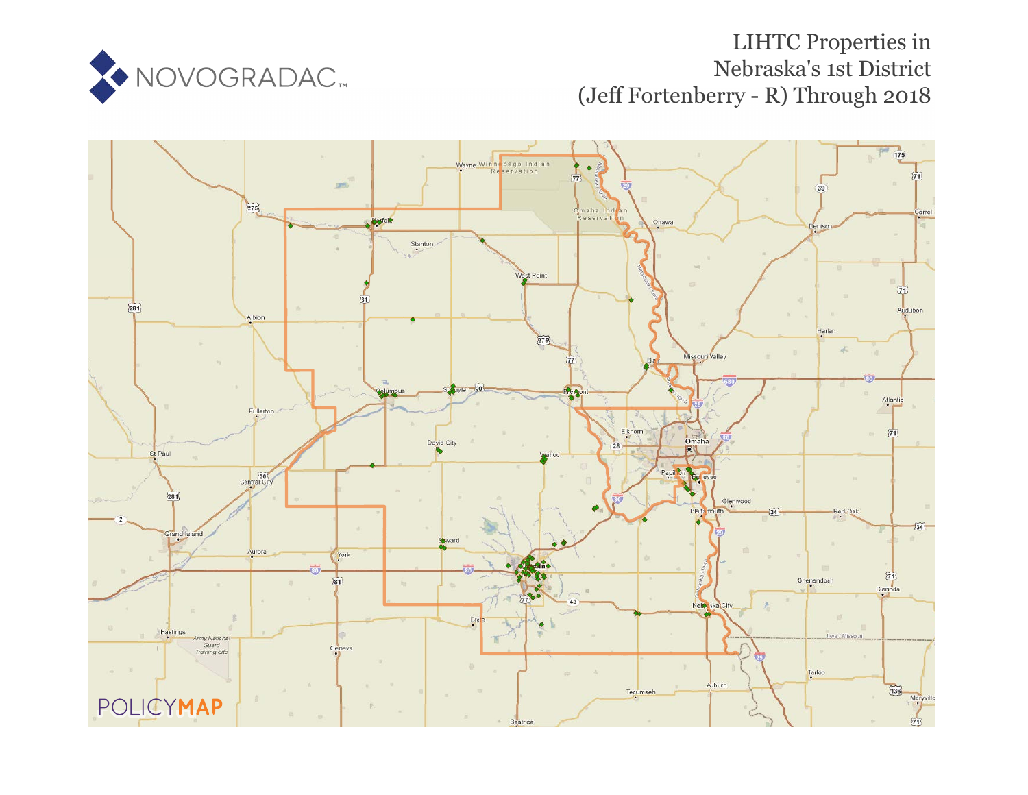# LIHTC Properties in Nebraska's 1st District (Jeff Fortenberry - R) Through 2018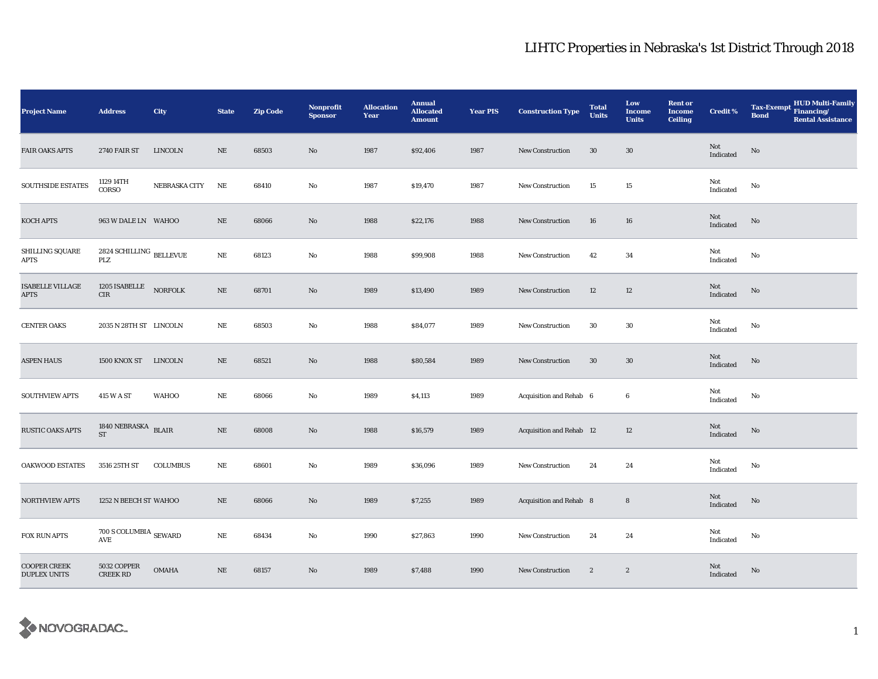# LIHTC Properties in Nebraska's 1st District Through 2018

| Project Name | Address | City | State | Zip Code | Nonprofit Sponsor | Allocation Year | Annual Allocated Amount | Year PIS | Construction Type | Total Units | Low Income Units | Rent or Income Ceiling | Credit % | Tax-Exempt Bond | HUD Multi-Family Financing/ Rental Assistance |
|---|---|---|---|---|---|---|---|---|---|---|---|---|---|---|---|
| FAIR OAKS APTS | 2740 FAIR ST | LINCOLN | NE | 68503 | No | 1987 | $92,406 | 1987 | New Construction | 30 | 30 | | Not Indicated | No | |
| SOUTHSIDE ESTATES | 1129 14TH CORSO | NEBRASKA CITY | NE | 68410 | No | 1987 | $19,470 | 1987 | New Construction | 15 | 15 | | Not Indicated | No | |
| KOCH APTS | 963 W DALE LN | WAHOO | NE | 68066 | No | 1988 | $22,176 | 1988 | New Construction | 16 | 16 | | Not Indicated | No | |
| SHILLING SQUARE APTS | 2824 SCHILLING PLZ | BELLEVUE | NE | 68123 | No | 1988 | $99,908 | 1988 | New Construction | 42 | 34 | | Not Indicated | No | |
| ISABELLE VILLAGE APTS | 1205 ISABELLE CIR | NORFOLK | NE | 68701 | No | 1989 | $13,490 | 1989 | New Construction | 12 | 12 | | Not Indicated | No | |
| CENTER OAKS | 2035 N 28TH ST | LINCOLN | NE | 68503 | No | 1988 | $84,077 | 1989 | New Construction | 30 | 30 | | Not Indicated | No | |
| ASPEN HAUS | 1500 KNOX ST | LINCOLN | NE | 68521 | No | 1988 | $80,584 | 1989 | New Construction | 30 | 30 | | Not Indicated | No | |
| SOUTHVIEW APTS | 415 W A ST | WAHOO | NE | 68066 | No | 1989 | $4,113 | 1989 | Acquisition and Rehab | 6 | 6 | | Not Indicated | No | |
| RUSTIC OAKS APTS | 1840 NEBRASKA ST | BLAIR | NE | 68008 | No | 1988 | $16,579 | 1989 | Acquisition and Rehab | 12 | 12 | | Not Indicated | No | |
| OAKWOOD ESTATES | 3516 25TH ST | COLUMBUS | NE | 68601 | No | 1989 | $36,096 | 1989 | New Construction | 24 | 24 | | Not Indicated | No | |
| NORTHVIEW APTS | 1252 N BEECH ST | WAHOO | NE | 68066 | No | 1989 | $7,255 | 1989 | Acquisition and Rehab | 8 | 8 | | Not Indicated | No | |
| FOX RUN APTS | 700 S COLUMBIA AVE | SEWARD | NE | 68434 | No | 1990 | $27,863 | 1990 | New Construction | 24 | 24 | | Not Indicated | No | |
| COOPER CREEK DUPLEX UNITS | 5032 COPPER CREEK RD | OMAHA | NE | 68157 | No | 1989 | $7,488 | 1990 | New Construction | 2 | 2 | | Not Indicated | No | |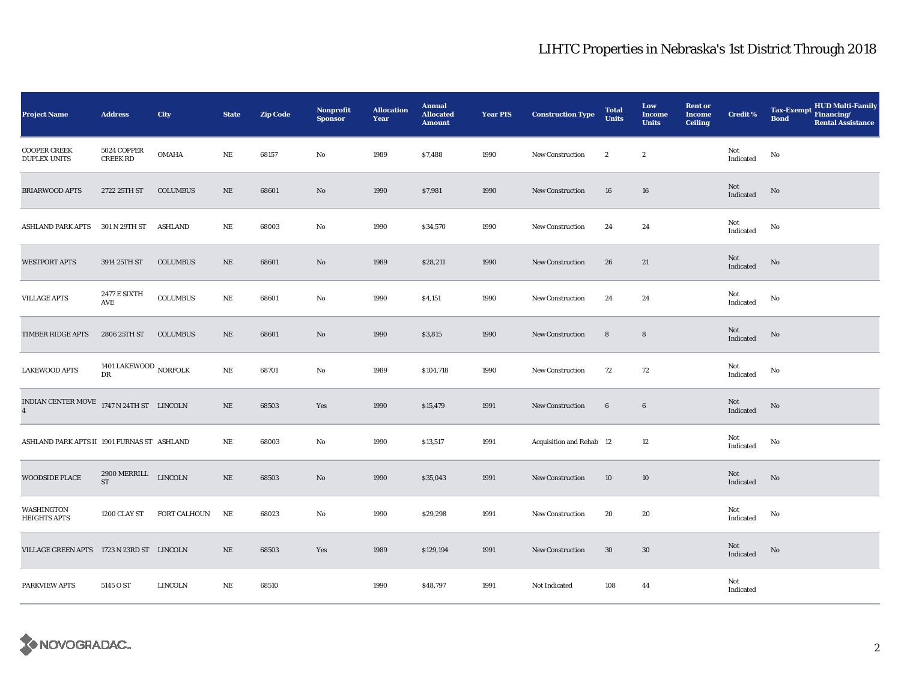# LIHTC Properties in Nebraska's 1st District Through 2018

| Project Name | Address | City | State | Zip Code | Nonprofit Sponsor | Allocation Year | Annual Allocated Amount | Year PIS | Construction Type | Total Units | Low Income Units | Rent or Income Ceiling | Credit % | Tax-Exempt Bond | HUD Multi-Family Financing/ Rental Assistance |
|---|---|---|---|---|---|---|---|---|---|---|---|---|---|---|---|
| COOPER CREEK DUPLEX UNITS | 5024 COPPER CREEK RD | OMAHA | NE | 68157 | No | 1989 | $7,488 | 1990 | New Construction | 2 | 2 | | Not Indicated | No | |
| BRIARWOOD APTS | 2722 25TH ST | COLUMBUS | NE | 68601 | No | 1990 | $7,981 | 1990 | New Construction | 16 | 16 | | Not Indicated | No | |
| ASHLAND PARK APTS | 301 N 29TH ST | ASHLAND | NE | 68003 | No | 1990 | $34,570 | 1990 | New Construction | 24 | 24 | | Not Indicated | No | |
| WESTPORT APTS | 3914 25TH ST | COLUMBUS | NE | 68601 | No | 1989 | $28,211 | 1990 | New Construction | 26 | 21 | | Not Indicated | No | |
| VILLAGE APTS | 2477 E SIXTH AVE | COLUMBUS | NE | 68601 | No | 1990 | $4,151 | 1990 | New Construction | 24 | 24 | | Not Indicated | No | |
| TIMBER RIDGE APTS | 2806 25TH ST | COLUMBUS | NE | 68601 | No | 1990 | $3,815 | 1990 | New Construction | 8 | 8 | | Not Indicated | No | |
| LAKEWOOD APTS | 1401 LAKEWOOD DR | NORFOLK | NE | 68701 | No | 1989 | $104,718 | 1990 | New Construction | 72 | 72 | | Not Indicated | No | |
| INDIAN CENTER MOVE 4 | 1747 N 24TH ST | LINCOLN | NE | 68503 | Yes | 1990 | $15,479 | 1991 | New Construction | 6 | 6 | | Not Indicated | No | |
| ASHLAND PARK APTS II | 1901 FURNAS ST | ASHLAND | NE | 68003 | No | 1990 | $13,517 | 1991 | Acquisition and Rehab | 12 | 12 | | Not Indicated | No | |
| WOODSIDE PLACE | 2900 MERRILL ST | LINCOLN | NE | 68503 | No | 1990 | $35,043 | 1991 | New Construction | 10 | 10 | | Not Indicated | No | |
| WASHINGTON HEIGHTS APTS | 1200 CLAY ST | FORT CALHOUN | NE | 68023 | No | 1990 | $29,298 | 1991 | New Construction | 20 | 20 | | Not Indicated | No | |
| VILLAGE GREEN APTS | 1723 N 23RD ST | LINCOLN | NE | 68503 | Yes | 1989 | $129,194 | 1991 | New Construction | 30 | 30 | | Not Indicated | No | |
| PARKVIEW APTS | 5145 O ST | LINCOLN | NE | 68510 | | 1990 | $48,797 | 1991 | Not Indicated | 108 | 44 | | Not Indicated | | |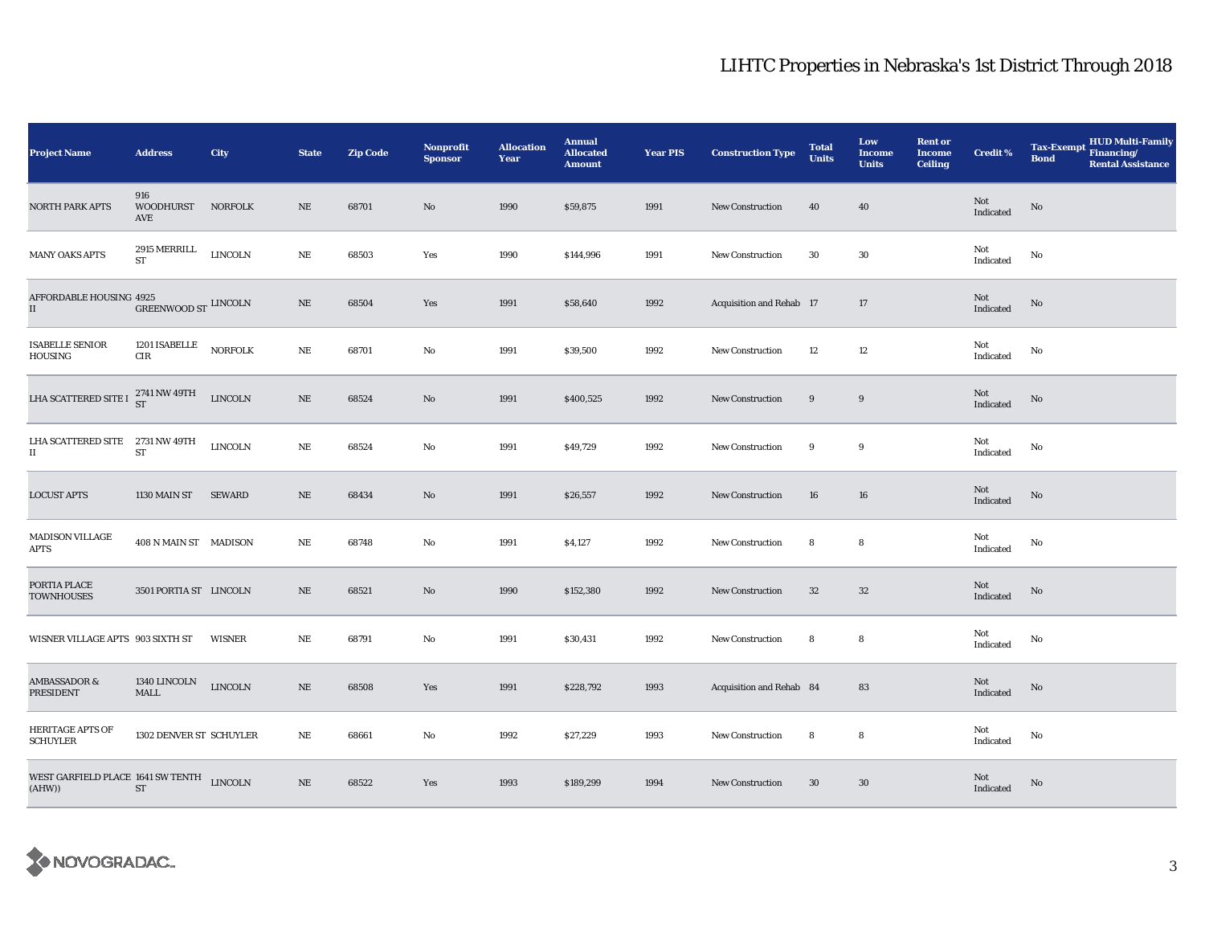# LIHTC Properties in Nebraska's 1st District Through 2018

| Project Name | Address | City | State | Zip Code | Nonprofit Sponsor | Allocation Year | Annual Allocated Amount | Year PIS | Construction Type | Total Units | Low Income Units | Rent or Income Ceiling | Credit % | Tax-Exempt Bond | HUD Multi-Family Financing/ Rental Assistance |
|---|---|---|---|---|---|---|---|---|---|---|---|---|---|---|---|
| NORTH PARK APTS | 916 WOODHURST AVE | NORFOLK | NE | 68701 | No | 1990 | $59,875 | 1991 | New Construction | 40 | 40 | | Not Indicated | No | |
| MANY OAKS APTS | 2915 MERRILL ST | LINCOLN | NE | 68503 | Yes | 1990 | $144,996 | 1991 | New Construction | 30 | 30 | | Not Indicated | No | |
| AFFORDABLE HOUSING II | 4925 GREENWOOD ST | LINCOLN | NE | 68504 | Yes | 1991 | $58,640 | 1992 | Acquisition and Rehab | 17 | 17 | | Not Indicated | No | |
| ISABELLE SENIOR HOUSING | 1201 ISABELLE CIR | NORFOLK | NE | 68701 | No | 1991 | $39,500 | 1992 | New Construction | 12 | 12 | | Not Indicated | No | |
| LHA SCATTERED SITE I | 2741 NW 49TH ST | LINCOLN | NE | 68524 | No | 1991 | $400,525 | 1992 | New Construction | 9 | 9 | | Not Indicated | No | |
| LHA SCATTERED SITE II | 2731 NW 49TH ST | LINCOLN | NE | 68524 | No | 1991 | $49,729 | 1992 | New Construction | 9 | 9 | | Not Indicated | No | |
| LOCUST APTS | 1130 MAIN ST | SEWARD | NE | 68434 | No | 1991 | $26,557 | 1992 | New Construction | 16 | 16 | | Not Indicated | No | |
| MADISON VILLAGE APTS | 408 N MAIN ST | MADISON | NE | 68748 | No | 1991 | $4,127 | 1992 | New Construction | 8 | 8 | | Not Indicated | No | |
| PORTIA PLACE TOWNHOUSES | 3501 PORTIA ST | LINCOLN | NE | 68521 | No | 1990 | $152,380 | 1992 | New Construction | 32 | 32 | | Not Indicated | No | |
| WISNER VILLAGE APTS | 903 SIXTH ST | WISNER | NE | 68791 | No | 1991 | $30,431 | 1992 | New Construction | 8 | 8 | | Not Indicated | No | |
| AMBASSADOR & PRESIDENT | 1340 LINCOLN MALL | LINCOLN | NE | 68508 | Yes | 1991 | $228,792 | 1993 | Acquisition and Rehab | 84 | 83 | | Not Indicated | No | |
| HERITAGE APTS OF SCHUYLER | 1302 DENVER ST | SCHUYLER | NE | 68661 | No | 1992 | $27,229 | 1993 | New Construction | 8 | 8 | | Not Indicated | No | |
| WEST GARFIELD PLACE (AHW)) | 1641 SW TENTH ST | LINCOLN | NE | 68522 | Yes | 1993 | $189,299 | 1994 | New Construction | 30 | 30 | | Not Indicated | No | |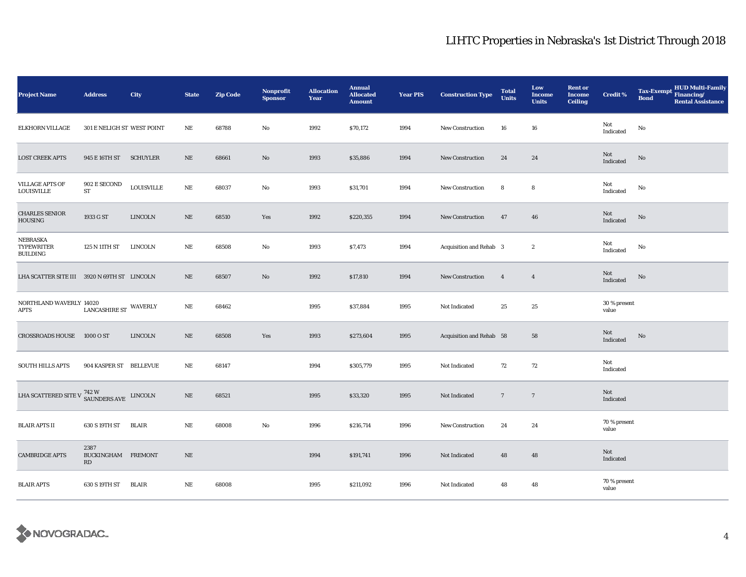# LIHTC Properties in Nebraska's 1st District Through 2018

| Project Name | Address | City | State | Zip Code | Nonprofit Sponsor | Allocation Year | Annual Allocated Amount | Year PIS | Construction Type | Total Units | Low Income Units | Rent or Income Ceiling | Credit % | Tax-Exempt Bond | HUD Multi-Family Financing/ Rental Assistance |
|---|---|---|---|---|---|---|---|---|---|---|---|---|---|---|---|
| ELKHORN VILLAGE | 301 E NELIGH ST | WEST POINT | NE | 68788 | No | 1992 | $70,172 | 1994 | New Construction | 16 | 16 | | Not Indicated | No | |
| LOST CREEK APTS | 945 E 16TH ST | SCHUYLER | NE | 68661 | No | 1993 | $35,886 | 1994 | New Construction | 24 | 24 | | Not Indicated | No | |
| VILLAGE APTS OF LOUISVILLE | 902 E SECOND ST | LOUISVILLE | NE | 68037 | No | 1993 | $31,701 | 1994 | New Construction | 8 | 8 | | Not Indicated | No | |
| CHARLES SENIOR HOUSING | 1933 G ST | LINCOLN | NE | 68510 | Yes | 1992 | $220,355 | 1994 | New Construction | 47 | 46 | | Not Indicated | No | |
| NEBRASKA TYPEWRITER BUILDING | 125 N 11TH ST | LINCOLN | NE | 68508 | No | 1993 | $7,473 | 1994 | Acquisition and Rehab | 3 | 2 | | Not Indicated | No | |
| LHA SCATTER SITE III | 3920 N 69TH ST | LINCOLN | NE | 68507 | No | 1992 | $17,810 | 1994 | New Construction | 4 | 4 | | Not Indicated | No | |
| NORTHLAND WAVERLY APTS | 14020 LANCASHIRE ST | WAVERLY | NE | 68462 | | 1995 | $37,884 | 1995 | Not Indicated | 25 | 25 | | 30 % present value | | |
| CROSSROADS HOUSE | 1000 O ST | LINCOLN | NE | 68508 | Yes | 1993 | $273,604 | 1995 | Acquisition and Rehab | 58 | 58 | | Not Indicated | No | |
| SOUTH HILLS APTS | 904 KASPER ST | BELLEVUE | NE | 68147 | | 1994 | $305,779 | 1995 | Not Indicated | 72 | 72 | | Not Indicated | | |
| LHA SCATTERED SITE V | 742 W SAUNDERS AVE | LINCOLN | NE | 68521 | | 1995 | $33,320 | 1995 | Not Indicated | 7 | 7 | | Not Indicated | | |
| BLAIR APTS II | 630 S 19TH ST | BLAIR | NE | 68008 | No | 1996 | $216,714 | 1996 | New Construction | 24 | 24 | | 70 % present value | | |
| CAMBRIDGE APTS | 2387 BUCKINGHAM RD | FREMONT | NE | | | 1994 | $191,741 | 1996 | Not Indicated | 48 | 48 | | Not Indicated | | |
| BLAIR APTS | 630 S 19TH ST | BLAIR | NE | 68008 | | 1995 | $211,092 | 1996 | Not Indicated | 48 | 48 | | 70 % present value | | |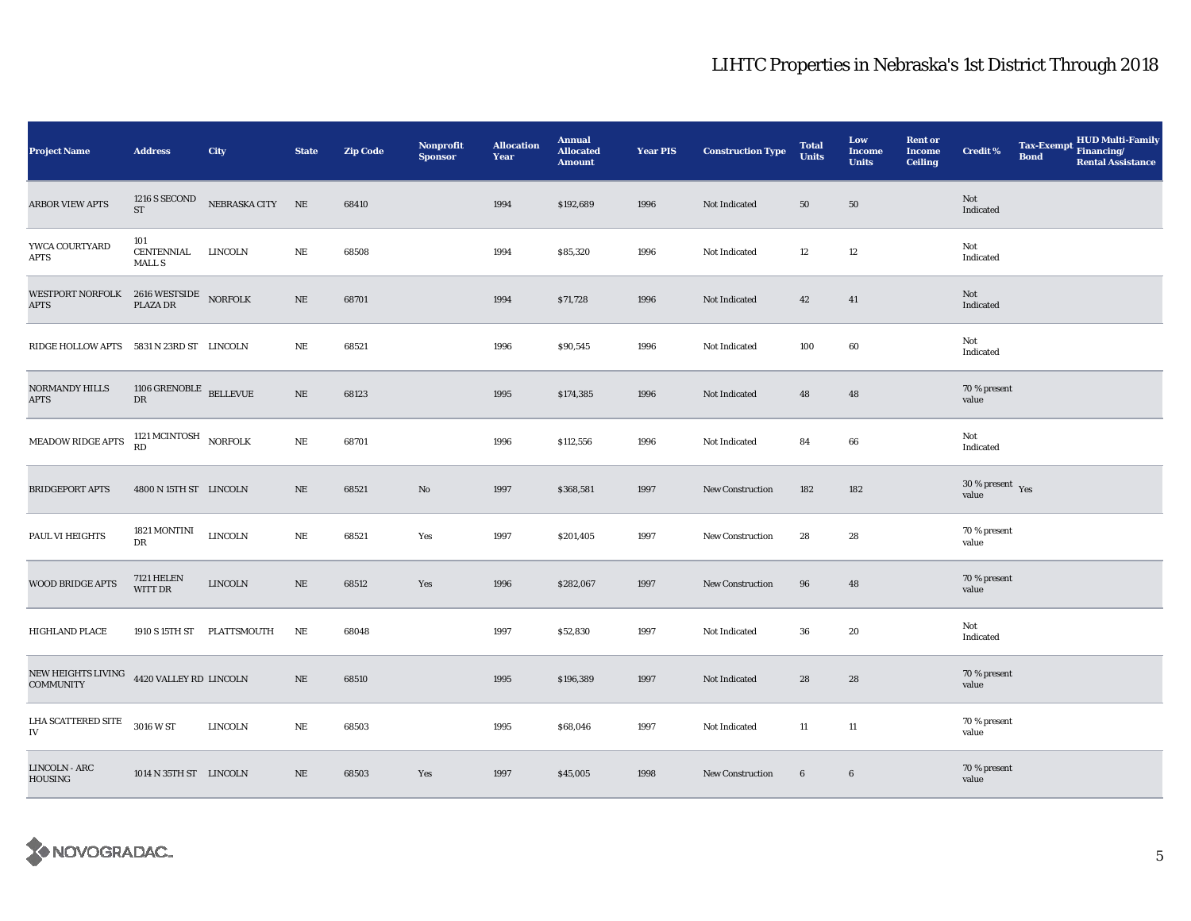# LIHTC Properties in Nebraska's 1st District Through 2018

| Project Name | Address | City | State | Zip Code | Nonprofit Sponsor | Allocation Year | Annual Allocated Amount | Year PIS | Construction Type | Total Units | Low Income Units | Rent or Income Ceiling | Credit % | Tax-Exempt Bond | HUD Multi-Family Financing/ Rental Assistance |
|---|---|---|---|---|---|---|---|---|---|---|---|---|---|---|---|
| ARBOR VIEW APTS | 1216 S SECOND ST | NEBRASKA CITY | NE | 68410 | | 1994 | $192,689 | 1996 | Not Indicated | 50 | 50 | | Not Indicated | | |
| YWCA COURTYARD APTS | 101 CENTENNIAL MALL S | LINCOLN | NE | 68508 | | 1994 | $85,320 | 1996 | Not Indicated | 12 | 12 | | Not Indicated | | |
| WESTPORT NORFOLK APTS | 2616 WESTSIDE PLAZA DR | NORFOLK | NE | 68701 | | 1994 | $71,728 | 1996 | Not Indicated | 42 | 41 | | Not Indicated | | |
| RIDGE HOLLOW APTS | 5831 N 23RD ST | LINCOLN | NE | 68521 | | 1996 | $90,545 | 1996 | Not Indicated | 100 | 60 | | Not Indicated | | |
| NORMANDY HILLS APTS | 1106 GRENOBLE DR | BELLEVUE | NE | 68123 | | 1995 | $174,385 | 1996 | Not Indicated | 48 | 48 | | 70 % present value | | |
| MEADOW RIDGE APTS | 1121 MCINTOSH RD | NORFOLK | NE | 68701 | | 1996 | $112,556 | 1996 | Not Indicated | 84 | 66 | | Not Indicated | | |
| BRIDGEPORT APTS | 4800 N 15TH ST | LINCOLN | NE | 68521 | No | 1997 | $368,581 | 1997 | New Construction | 182 | 182 | | 30 % present value | Yes | |
| PAUL VI HEIGHTS | 1821 MONTINI DR | LINCOLN | NE | 68521 | Yes | 1997 | $201,405 | 1997 | New Construction | 28 | 28 | | 70 % present value | | |
| WOOD BRIDGE APTS | 7121 HELEN WITT DR | LINCOLN | NE | 68512 | Yes | 1996 | $282,067 | 1997 | New Construction | 96 | 48 | | 70 % present value | | |
| HIGHLAND PLACE | 1910 S 15TH ST | PLATTSMOUTH | NE | 68048 | | 1997 | $52,830 | 1997 | Not Indicated | 36 | 20 | | Not Indicated | | |
| NEW HEIGHTS LIVING COMMUNITY | 4420 VALLEY RD | LINCOLN | NE | 68510 | | 1995 | $196,389 | 1997 | Not Indicated | 28 | 28 | | 70 % present value | | |
| LHA SCATTERED SITE IV | 3016 W ST | LINCOLN | NE | 68503 | | 1995 | $68,046 | 1997 | Not Indicated | 11 | 11 | | 70 % present value | | |
| LINCOLN - ARC HOUSING | 1014 N 35TH ST | LINCOLN | NE | 68503 | Yes | 1997 | $45,005 | 1998 | New Construction | 6 | 6 | | 70 % present value | | |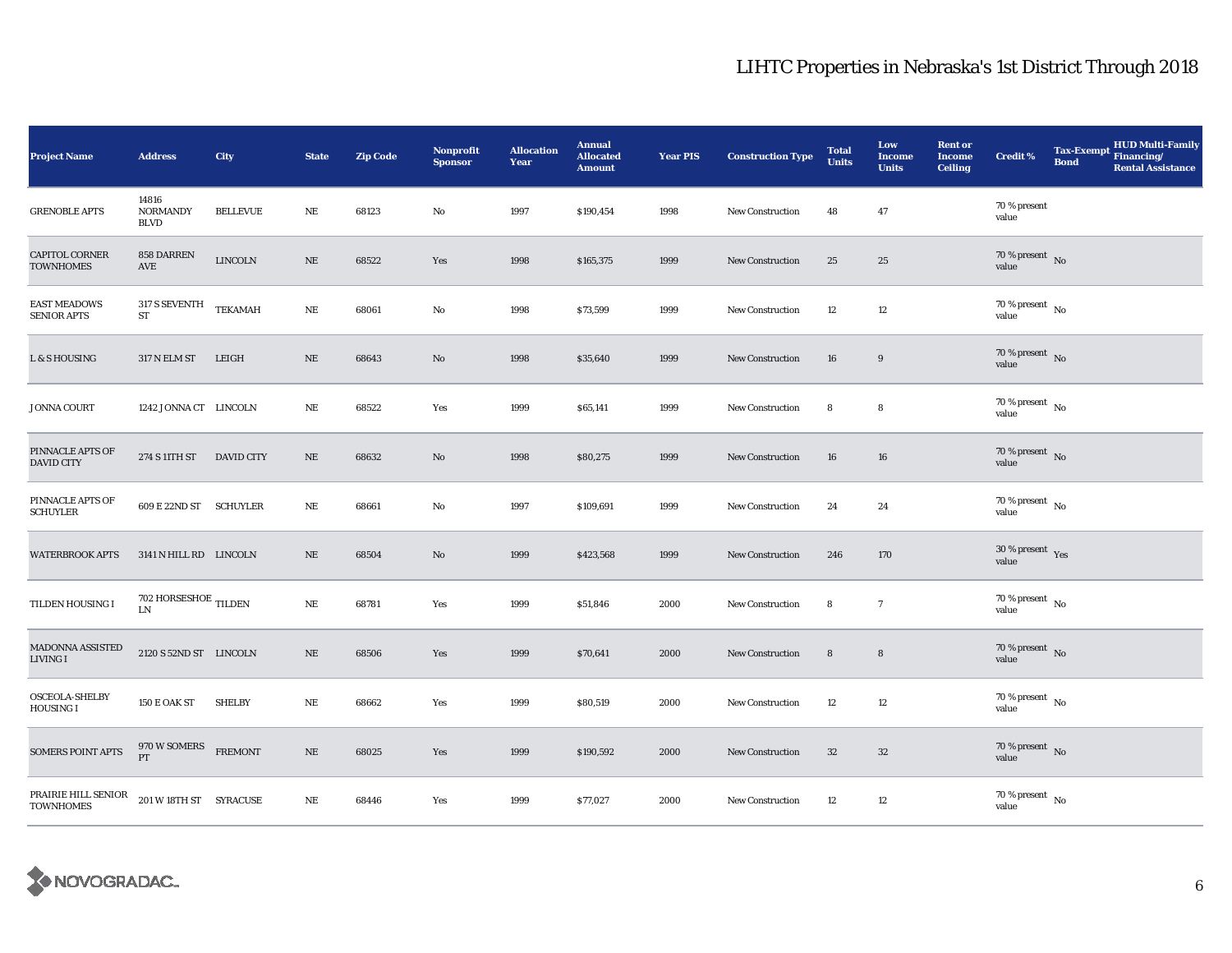## LIHTC Properties in Nebraska's 1st District Through 2018

| Project Name | Address | City | State | Zip Code | Nonprofit Sponsor | Allocation Year | Annual Allocated Amount | Year PIS | Construction Type | Total Units | Low Income Units | Rent or Income Ceiling | Credit % | Tax-Exempt Bond | HUD Multi-Family Financing/ Rental Assistance |
|---|---|---|---|---|---|---|---|---|---|---|---|---|---|---|---|
| GRENOBLE APTS | 14816 NORMANDY BLVD | BELLEVUE | NE | 68123 | No | 1997 | $190,454 | 1998 | New Construction | 48 | 47 | | 70 % present value | | |
| CAPITOL CORNER TOWNHOMES | 858 DARREN AVE | LINCOLN | NE | 68522 | Yes | 1998 | $165,375 | 1999 | New Construction | 25 | 25 | | 70 % present value | No | |
| EAST MEADOWS SENIOR APTS | 317 S SEVENTH ST | TEKAMAH | NE | 68061 | No | 1998 | $73,599 | 1999 | New Construction | 12 | 12 | | 70 % present value | No | |
| L & S HOUSING | 317 N ELM ST | LEIGH | NE | 68643 | No | 1998 | $35,640 | 1999 | New Construction | 16 | 9 | | 70 % present value | No | |
| JONNA COURT | 1242 JONNA CT | LINCOLN | NE | 68522 | Yes | 1999 | $65,141 | 1999 | New Construction | 8 | 8 | | 70 % present value | No | |
| PINNACLE APTS OF DAVID CITY | 274 S 11TH ST | DAVID CITY | NE | 68632 | No | 1998 | $80,275 | 1999 | New Construction | 16 | 16 | | 70 % present value | No | |
| PINNACLE APTS OF SCHUYLER | 609 E 22ND ST | SCHUYLER | NE | 68661 | No | 1997 | $109,691 | 1999 | New Construction | 24 | 24 | | 70 % present value | No | |
| WATERBROOK APTS | 3141 N HILL RD | LINCOLN | NE | 68504 | No | 1999 | $423,568 | 1999 | New Construction | 246 | 170 | | 30 % present value | Yes | |
| TILDEN HOUSING I | 702 HORSESHOE LN | TILDEN | NE | 68781 | Yes | 1999 | $51,846 | 2000 | New Construction | 8 | 7 | | 70 % present value | No | |
| MADONNA ASSISTED LIVING I | 2120 S 52ND ST | LINCOLN | NE | 68506 | Yes | 1999 | $70,641 | 2000 | New Construction | 8 | 8 | | 70 % present value | No | |
| OSCEOLA-SHELBY HOUSING I | 150 E OAK ST | SHELBY | NE | 68662 | Yes | 1999 | $80,519 | 2000 | New Construction | 12 | 12 | | 70 % present value | No | |
| SOMERS POINT APTS | 970 W SOMERS PT | FREMONT | NE | 68025 | Yes | 1999 | $190,592 | 2000 | New Construction | 32 | 32 | | 70 % present value | No | |
| PRAIRIE HILL SENIOR TOWNHOMES | 201 W 18TH ST | SYRACUSE | NE | 68446 | Yes | 1999 | $77,027 | 2000 | New Construction | 12 | 12 | | 70 % present value | No | |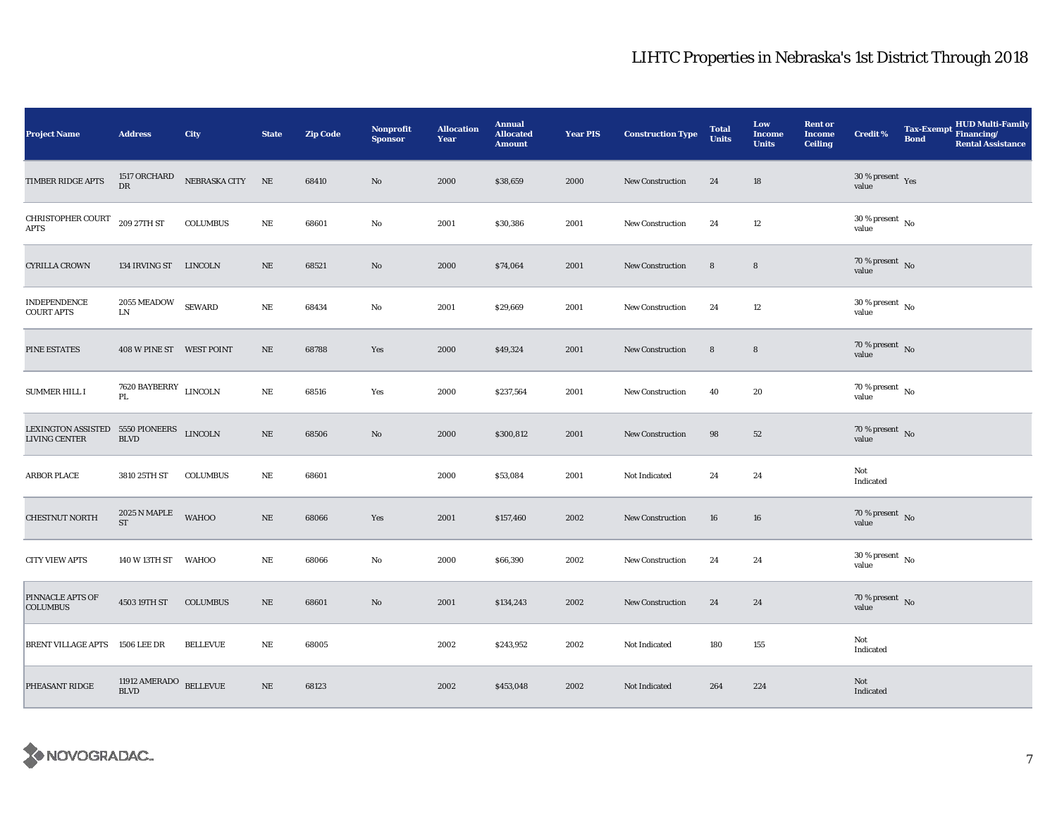# LIHTC Properties in Nebraska's 1st District Through 2018

| Project Name | Address | City | State | Zip Code | Nonprofit Sponsor | Allocation Year | Annual Allocated Amount | Year PIS | Construction Type | Total Units | Low Income Units | Rent or Income Ceiling | Credit % | Tax-Exempt Bond | HUD Multi-Family Financing/ Rental Assistance |
|---|---|---|---|---|---|---|---|---|---|---|---|---|---|---|---|
| TIMBER RIDGE APTS | 1517 ORCHARD DR | NEBRASKA CITY | NE | 68410 | No | 2000 | $38,659 | 2000 | New Construction | 24 | 18 | | 30 % present value | Yes | |
| CHRISTOPHER COURT APTS | 209 27TH ST | COLUMBUS | NE | 68601 | No | 2001 | $30,386 | 2001 | New Construction | 24 | 12 | | 30 % present value | No | |
| CYRILLA CROWN | 134 IRVING ST | LINCOLN | NE | 68521 | No | 2000 | $74,064 | 2001 | New Construction | 8 | 8 | | 70 % present value | No | |
| INDEPENDENCE COURT APTS | 2055 MEADOW LN | SEWARD | NE | 68434 | No | 2001 | $29,669 | 2001 | New Construction | 24 | 12 | | 30 % present value | No | |
| PINE ESTATES | 408 W PINE ST | WEST POINT | NE | 68788 | Yes | 2000 | $49,324 | 2001 | New Construction | 8 | 8 | | 70 % present value | No | |
| SUMMER HILL I | 7620 BAYBERRY PL | LINCOLN | NE | 68516 | Yes | 2000 | $237,564 | 2001 | New Construction | 40 | 20 | | 70 % present value | No | |
| LEXINGTON ASSISTED LIVING CENTER | 5550 PIONEERS BLVD | LINCOLN | NE | 68506 | No | 2000 | $300,812 | 2001 | New Construction | 98 | 52 | | 70 % present value | No | |
| ARBOR PLACE | 3810 25TH ST | COLUMBUS | NE | 68601 | | 2000 | $53,084 | 2001 | Not Indicated | 24 | 24 | | Not Indicated | | |
| CHESTNUT NORTH | 2025 N MAPLE ST | WAHOO | NE | 68066 | Yes | 2001 | $157,460 | 2002 | New Construction | 16 | 16 | | 70 % present value | No | |
| CITY VIEW APTS | 140 W 13TH ST | WAHOO | NE | 68066 | No | 2000 | $66,390 | 2002 | New Construction | 24 | 24 | | 30 % present value | No | |
| PINNACLE APTS OF COLUMBUS | 4503 19TH ST | COLUMBUS | NE | 68601 | No | 2001 | $134,243 | 2002 | New Construction | 24 | 24 | | 70 % present value | No | |
| BRENT VILLAGE APTS | 1506 LEE DR | BELLEVUE | NE | 68005 | | 2002 | $243,952 | 2002 | Not Indicated | 180 | 155 | | Not Indicated | | |
| PHEASANT RIDGE | 11912 AMERADO BLVD | BELLEVUE | NE | 68123 | | 2002 | $453,048 | 2002 | Not Indicated | 264 | 224 | | Not Indicated | | |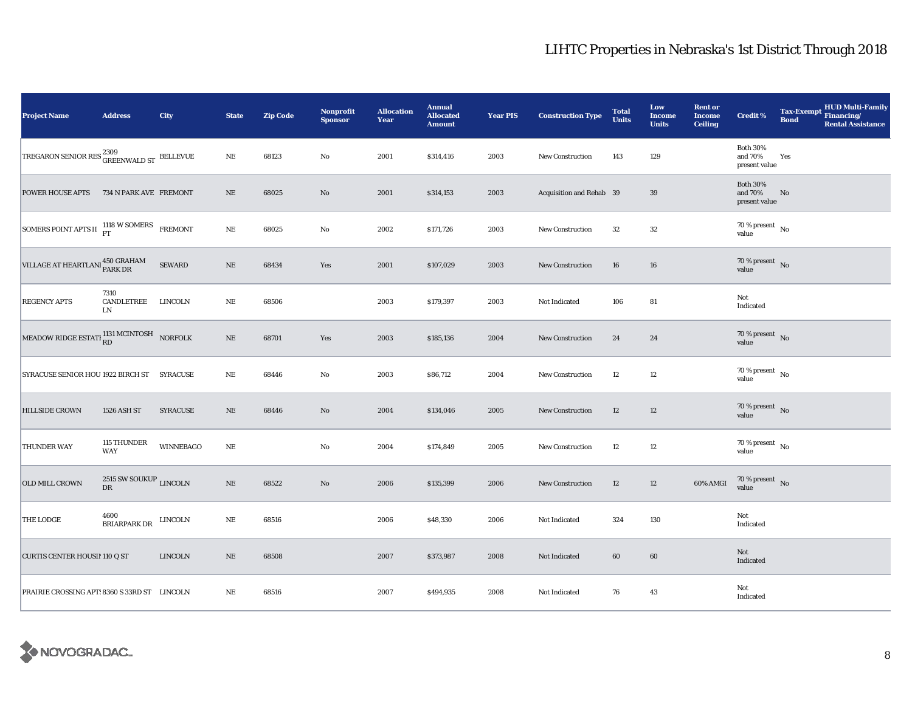# LIHTC Properties in Nebraska's 1st District Through 2018

| Project Name | Address | City | State | Zip Code | Nonprofit Sponsor | Allocation Year | Annual Allocated Amount | Year PIS | Construction Type | Total Units | Low Income Units | Rent or Income Ceiling | Credit % | Tax-Exempt Bond | HUD Multi-Family Financing/ Rental Assistance |
|---|---|---|---|---|---|---|---|---|---|---|---|---|---|---|---|
| TREGARON SENIOR RES | 2309 GREENWALD ST | BELLEVUE | NE | 68123 | No | 2001 | $314,416 | 2003 | New Construction | 143 | 129 | | Both 30% and 70% present value | Yes | |
| POWER HOUSE APTS | 734 N PARK AVE | FREMONT | NE | 68025 | No | 2001 | $314,153 | 2003 | Acquisition and Rehab | 39 | 39 | | Both 30% and 70% present value | No | |
| SOMERS POINT APTS II | 1118 W SOMERS PT | FREMONT | NE | 68025 | No | 2002 | $171,726 | 2003 | New Construction | 32 | 32 | | 70 % present value | No | |
| VILLAGE AT HEARTLANI | 450 GRAHAM PARK DR | SEWARD | NE | 68434 | Yes | 2001 | $107,029 | 2003 | New Construction | 16 | 16 | | 70 % present value | No | |
| REGENCY APTS | 7310 CANDLETREE LN | LINCOLN | NE | 68506 | | 2003 | $179,397 | 2003 | Not Indicated | 106 | 81 | | Not Indicated | | |
| MEADOW RIDGE ESTATI | 1131 MCINTOSH RD | NORFOLK | NE | 68701 | Yes | 2003 | $185,136 | 2004 | New Construction | 24 | 24 | | 70 % present value | No | |
| SYRACUSE SENIOR HOU | 1922 BIRCH ST | SYRACUSE | NE | 68446 | No | 2003 | $86,712 | 2004 | New Construction | 12 | 12 | | 70 % present value | No | |
| HILLSIDE CROWN | 1526 ASH ST | SYRACUSE | NE | 68446 | No | 2004 | $134,046 | 2005 | New Construction | 12 | 12 | | 70 % present value | No | |
| THUNDER WAY | 115 THUNDER WAY | WINNEBAGO | NE | | No | 2004 | $174,849 | 2005 | New Construction | 12 | 12 | | 70 % present value | No | |
| OLD MILL CROWN | 2515 SW SOUKUP DR | LINCOLN | NE | 68522 | No | 2006 | $135,399 | 2006 | New Construction | 12 | 12 | 60% AMGI | 70 % present value | No | |
| THE LODGE | 4600 BRIARPARK DR | LINCOLN | NE | 68516 | | 2006 | $48,330 | 2006 | Not Indicated | 324 | 130 | | Not Indicated | | |
| CURTIS CENTER HOUSIN | 110 Q ST | LINCOLN | NE | 68508 | | 2007 | $373,987 | 2008 | Not Indicated | 60 | 60 | | Not Indicated | | |
| PRAIRIE CROSSING APTS | 8360 S 33RD ST | LINCOLN | NE | 68516 | | 2007 | $494,935 | 2008 | Not Indicated | 76 | 43 | | Not Indicated | | |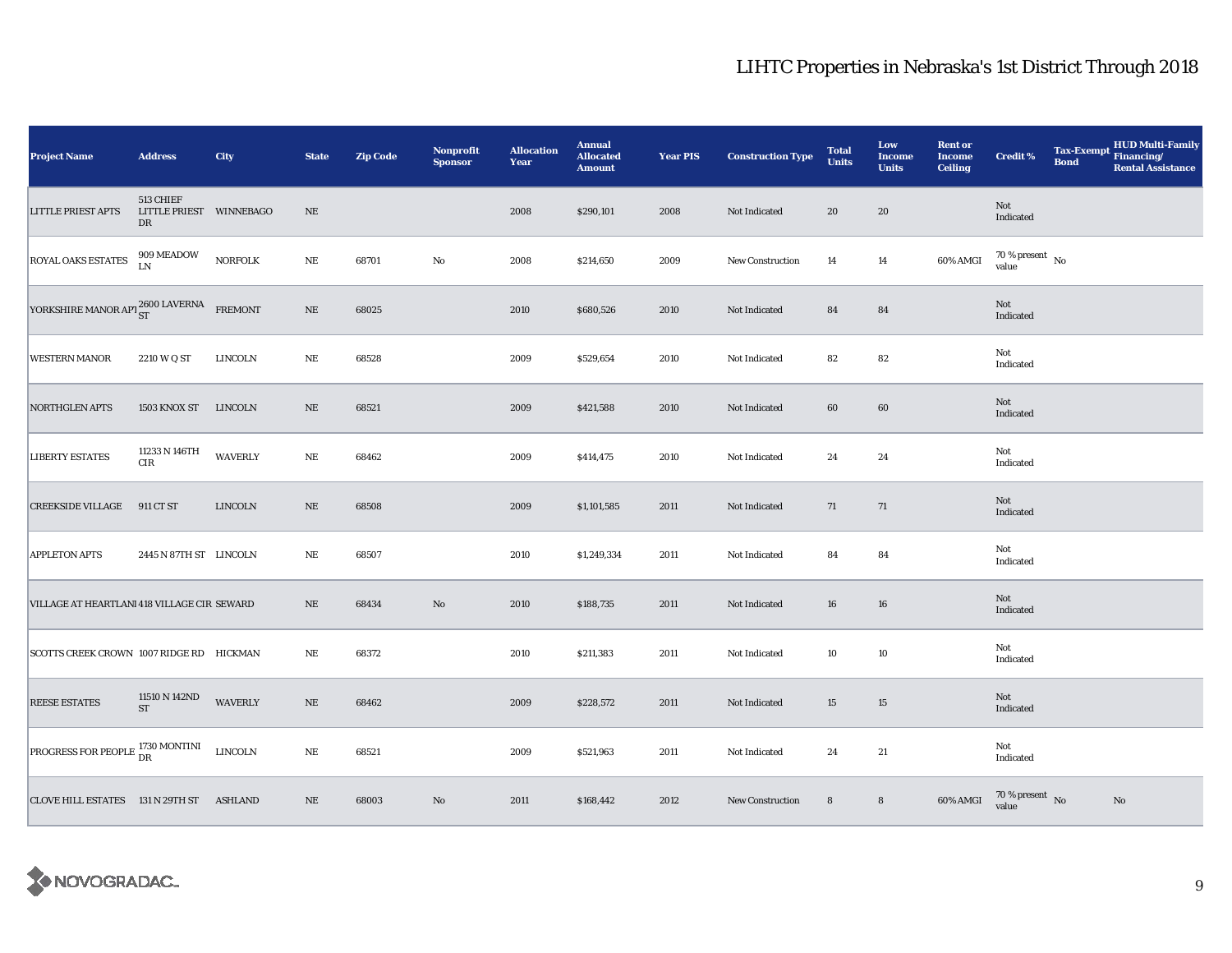# LIHTC Properties in Nebraska's 1st District Through 2018

| Project Name | Address | City | State | Zip Code | Nonprofit Sponsor | Allocation Year | Annual Allocated Amount | Year PIS | Construction Type | Total Units | Low Income Units | Rent or Income Ceiling | Credit % | Tax-Exempt Bond | HUD Multi-Family Financing/ Rental Assistance |
|---|---|---|---|---|---|---|---|---|---|---|---|---|---|---|---|
| LITTLE PRIEST APTS | 513 CHIEF LITTLE PRIEST DR | WINNEBAGO | NE | | | 2008 | $290,101 | 2008 | Not Indicated | 20 | 20 | | Not Indicated | | |
| ROYAL OAKS ESTATES | 909 MEADOW LN | NORFOLK | NE | 68701 | No | 2008 | $214,650 | 2009 | New Construction | 14 | 14 | 60% AMGI | 70 % present value | No | |
| YORKSHIRE MANOR APT | 2600 LAVERNA ST | FREMONT | NE | 68025 | | 2010 | $680,526 | 2010 | Not Indicated | 84 | 84 | | Not Indicated | | |
| WESTERN MANOR | 2210 W Q ST | LINCOLN | NE | 68528 | | 2009 | $529,654 | 2010 | Not Indicated | 82 | 82 | | Not Indicated | | |
| NORTHGLEN APTS | 1503 KNOX ST | LINCOLN | NE | 68521 | | 2009 | $421,588 | 2010 | Not Indicated | 60 | 60 | | Not Indicated | | |
| LIBERTY ESTATES | 11233 N 146TH CIR | WAVERLY | NE | 68462 | | 2009 | $414,475 | 2010 | Not Indicated | 24 | 24 | | Not Indicated | | |
| CREEKSIDE VILLAGE | 911 CT ST | LINCOLN | NE | 68508 | | 2009 | $1,101,585 | 2011 | Not Indicated | 71 | 71 | | Not Indicated | | |
| APPLETON APTS | 2445 N 87TH ST | LINCOLN | NE | 68507 | | 2010 | $1,249,334 | 2011 | Not Indicated | 84 | 84 | | Not Indicated | | |
| VILLAGE AT HEARTLANI | 418 VILLAGE CIR | SEWARD | NE | 68434 | No | 2010 | $188,735 | 2011 | Not Indicated | 16 | 16 | | Not Indicated | | |
| SCOTTS CREEK CROWN | 1007 RIDGE RD | HICKMAN | NE | 68372 | | 2010 | $211,383 | 2011 | Not Indicated | 10 | 10 | | Not Indicated | | |
| REESE ESTATES | 11510 N 142ND ST | WAVERLY | NE | 68462 | | 2009 | $228,572 | 2011 | Not Indicated | 15 | 15 | | Not Indicated | | |
| PROGRESS FOR PEOPLE | 1730 MONTINI DR | LINCOLN | NE | 68521 | | 2009 | $521,963 | 2011 | Not Indicated | 24 | 21 | | Not Indicated | | |
| CLOVE HILL ESTATES | 131 N 29TH ST | ASHLAND | NE | 68003 | No | 2011 | $168,442 | 2012 | New Construction | 8 | 8 | 60% AMGI | 70 % present value | No | No |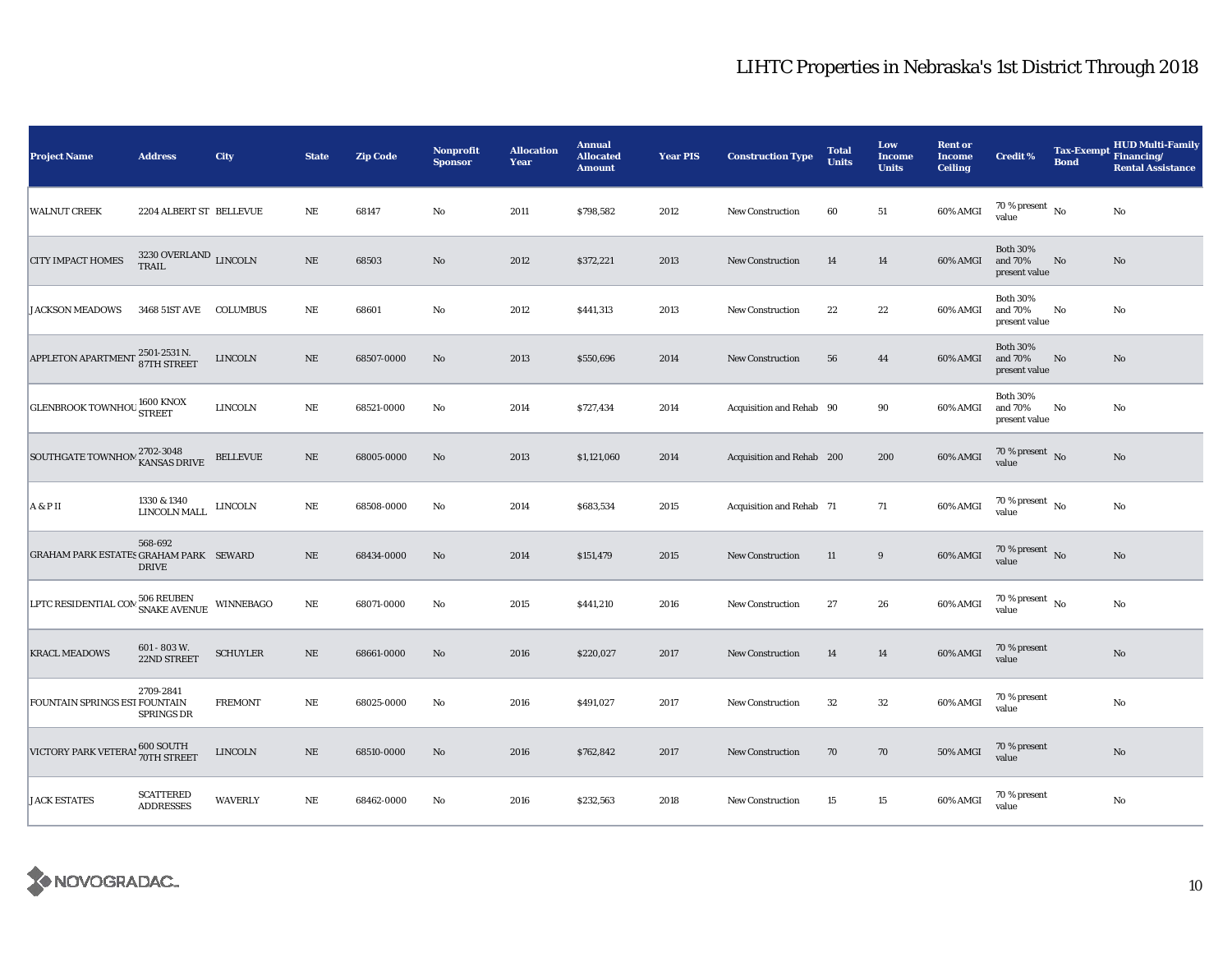# LIHTC Properties in Nebraska's 1st District Through 2018

| Project Name | Address | City | State | Zip Code | Nonprofit Sponsor | Allocation Year | Annual Allocated Amount | Year PIS | Construction Type | Total Units | Low Income Units | Rent or Income Ceiling | Credit % | Tax-Exempt Bond | HUD Multi-Family Financing/ Rental Assistance |
|---|---|---|---|---|---|---|---|---|---|---|---|---|---|---|---|
| WALNUT CREEK | 2204 ALBERT ST | BELLEVUE | NE | 68147 | No | 2011 | $798,582 | 2012 | New Construction | 60 | 51 | 60% AMGI | 70 % present value | No | No |
| CITY IMPACT HOMES | 3230 OVERLAND TRAIL | LINCOLN | NE | 68503 | No | 2012 | $372,221 | 2013 | New Construction | 14 | 14 | 60% AMGI | Both 30% and 70% present value | No | No |
| JACKSON MEADOWS | 3468 51ST AVE | COLUMBUS | NE | 68601 | No | 2012 | $441,313 | 2013 | New Construction | 22 | 22 | 60% AMGI | Both 30% and 70% present value | No | No |
| APPLETON APARTMENT | 2501-2531 N. 87TH STREET | LINCOLN | NE | 68507-0000 | No | 2013 | $550,696 | 2014 | New Construction | 56 | 44 | 60% AMGI | Both 30% and 70% present value | No | No |
| GLENBROOK TOWNHOU | 1600 KNOX STREET | LINCOLN | NE | 68521-0000 | No | 2014 | $727,434 | 2014 | Acquisition and Rehab | 90 | 90 | 60% AMGI | Both 30% and 70% present value | No | No |
| SOUTHGATE TOWNHOM | 2702-3048 KANSAS DRIVE | BELLEVUE | NE | 68005-0000 | No | 2013 | $1,121,060 | 2014 | Acquisition and Rehab | 200 | 200 | 60% AMGI | 70 % present value | No | No |
| A & P II | 1330 & 1340 LINCOLN MALL | LINCOLN | NE | 68508-0000 | No | 2014 | $683,534 | 2015 | Acquisition and Rehab | 71 | 71 | 60% AMGI | 70 % present value | No | No |
| GRAHAM PARK ESTATES | 568-692 GRAHAM PARK DRIVE | SEWARD | NE | 68434-0000 | No | 2014 | $151,479 | 2015 | New Construction | 11 | 9 | 60% AMGI | 70 % present value | No | No |
| LPTC RESIDENTIAL COM | 506 REUBEN SNAKE AVENUE | WINNEBAGO | NE | 68071-0000 | No | 2015 | $441,210 | 2016 | New Construction | 27 | 26 | 60% AMGI | 70 % present value | No | No |
| KRACL MEADOWS | 601 - 803 W. 22ND STREET | SCHUYLER | NE | 68661-0000 | No | 2016 | $220,027 | 2017 | New Construction | 14 | 14 | 60% AMGI | 70 % present value | | No |
| FOUNTAIN SPRINGS EST | 2709-2841 FOUNTAIN SPRINGS DR | FREMONT | NE | 68025-0000 | No | 2016 | $491,027 | 2017 | New Construction | 32 | 32 | 60% AMGI | 70 % present value | | No |
| VICTORY PARK VETERAN | 600 SOUTH 70TH STREET | LINCOLN | NE | 68510-0000 | No | 2016 | $762,842 | 2017 | New Construction | 70 | 70 | 50% AMGI | 70 % present value | | No |
| JACK ESTATES | SCATTERED ADDRESSES | WAVERLY | NE | 68462-0000 | No | 2016 | $232,563 | 2018 | New Construction | 15 | 15 | 60% AMGI | 70 % present value | | No |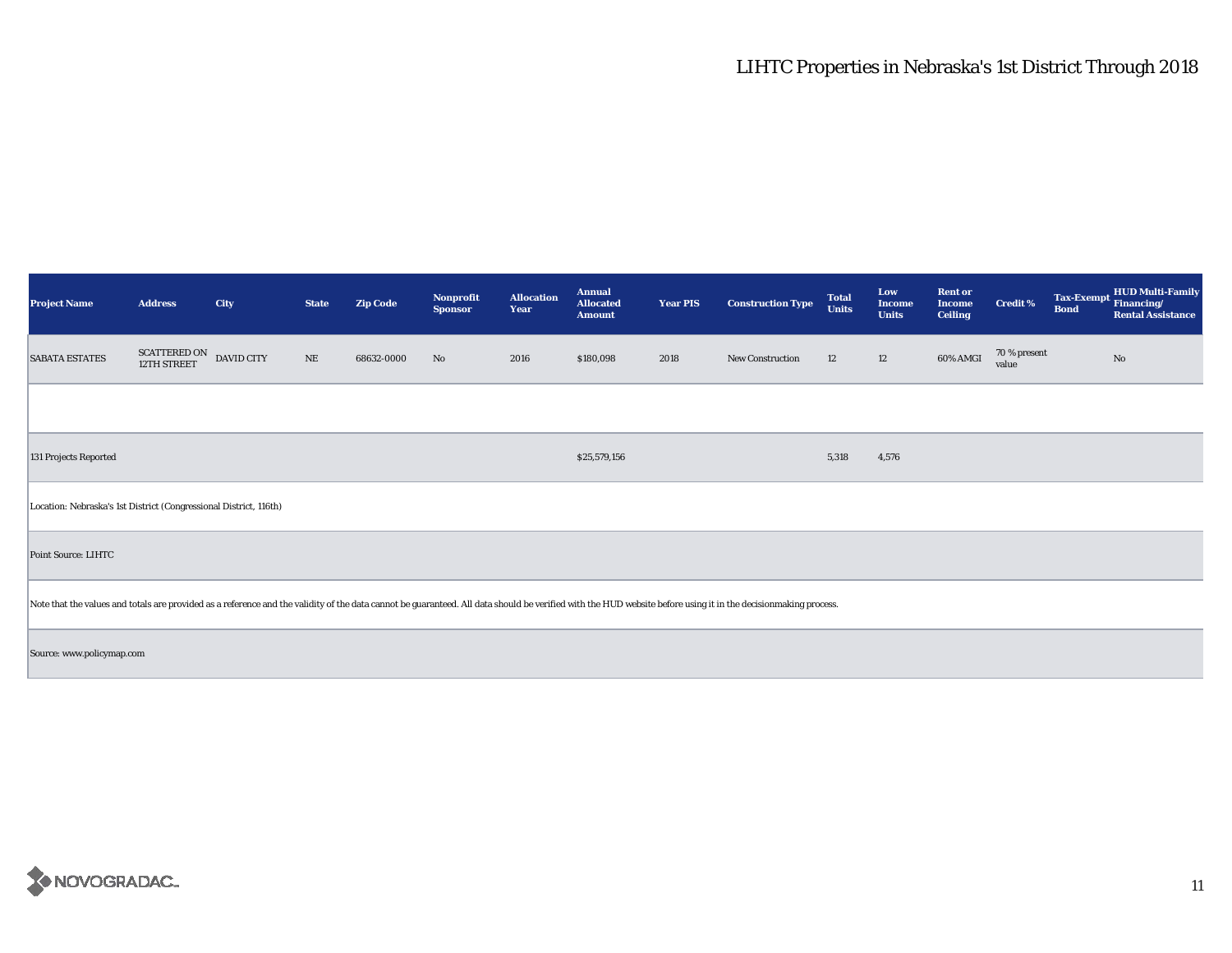| Project Name | Address | City | State | Zip Code | Nonprofit Sponsor | Allocation Year | Annual Allocated Amount | Year PIS | Construction Type | Total Units | Low Income Units | Rent or Income Ceiling | Credit % | Tax-Exempt Bond | HUD Multi-Family Financing/ Rental Assistance |
|---|---|---|---|---|---|---|---|---|---|---|---|---|---|---|---|
| SABATA ESTATES | SCATTERED ON 12TH STREET | DAVID CITY | NE | 68632-0000 | No | 2016 | $180,098 | 2018 | New Construction | 12 | 12 | 60% AMGI | 70 % present value | | No |
| | | | | | | | | | | | | | | | |
| 131 Projects Reported | | | | | | | $25,579,156 | | | 5,318 | 4,576 | | | | |

Location: Nebraska's 1st District (Congressional District, 116th)

Point Source: LIHTC

Note that the values and totals are provided as a reference and the validity of the data cannot be guaranteed. All data should be verified with the HUD website before using it in the decisionmaking process.

Source: www.policymap.com